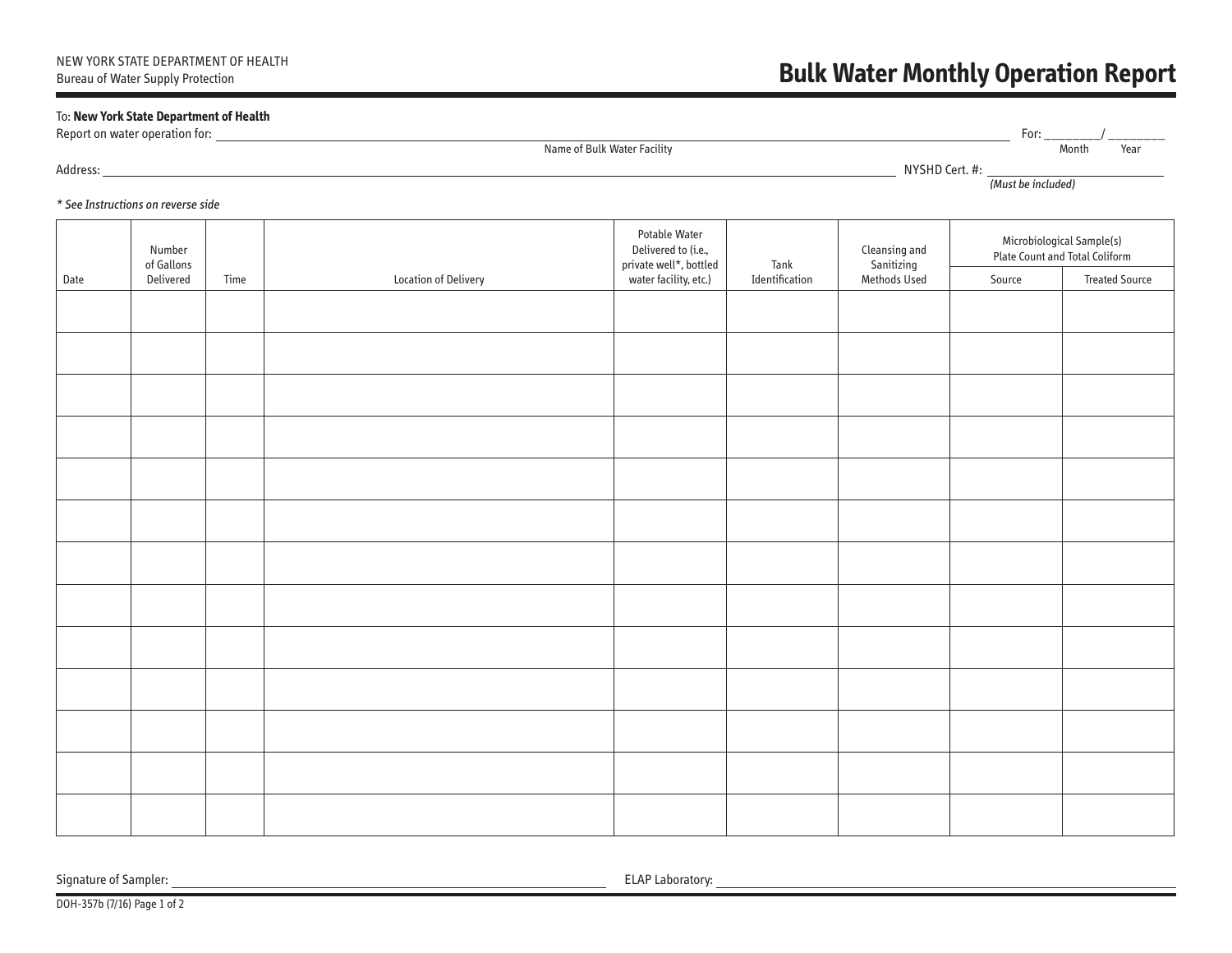NEW YORK STATE DEPARTMENT OF HEALTH
Bureau of Water Supply Protection

# Bulk Water Monthly Operation Report

To: **New York State Department of Health**

Report on water operation for: ______________________________ For: ________/ ________
Name of Bulk Water Facility Month Year

Address: ______________________________ NYSHD Cert. #: ______________
*(Must be included)*

*\* See Instructions on reverse side*

| Date | Number of Gallons Delivered | Time | Location of Delivery | Potable Water Delivered to (i.e., private well*, bottled water facility, etc.) | Tank Identification | Cleansing and Sanitizing Methods Used | Microbiological Sample(s) Plate Count and Total Coliform | |
|---|---|---|---|---|---|---|---|---|
| | | | | | | | Source | Treated Source |
| | | | | | | | | |
| | | | | | | | | |
| | | | | | | | | |
| | | | | | | | | |
| | | | | | | | | |
| | | | | | | | | |
| | | | | | | | | |
| | | | | | | | | |
| | | | | | | | | |
| | | | | | | | | |
| | | | | | | | | |
| | | | | | | | | |
| | | | | | | | | |

Signature of Sampler: ______________________________ ELAP Laboratory: ______________________________

DOH-357b (7/16) Page 1 of 2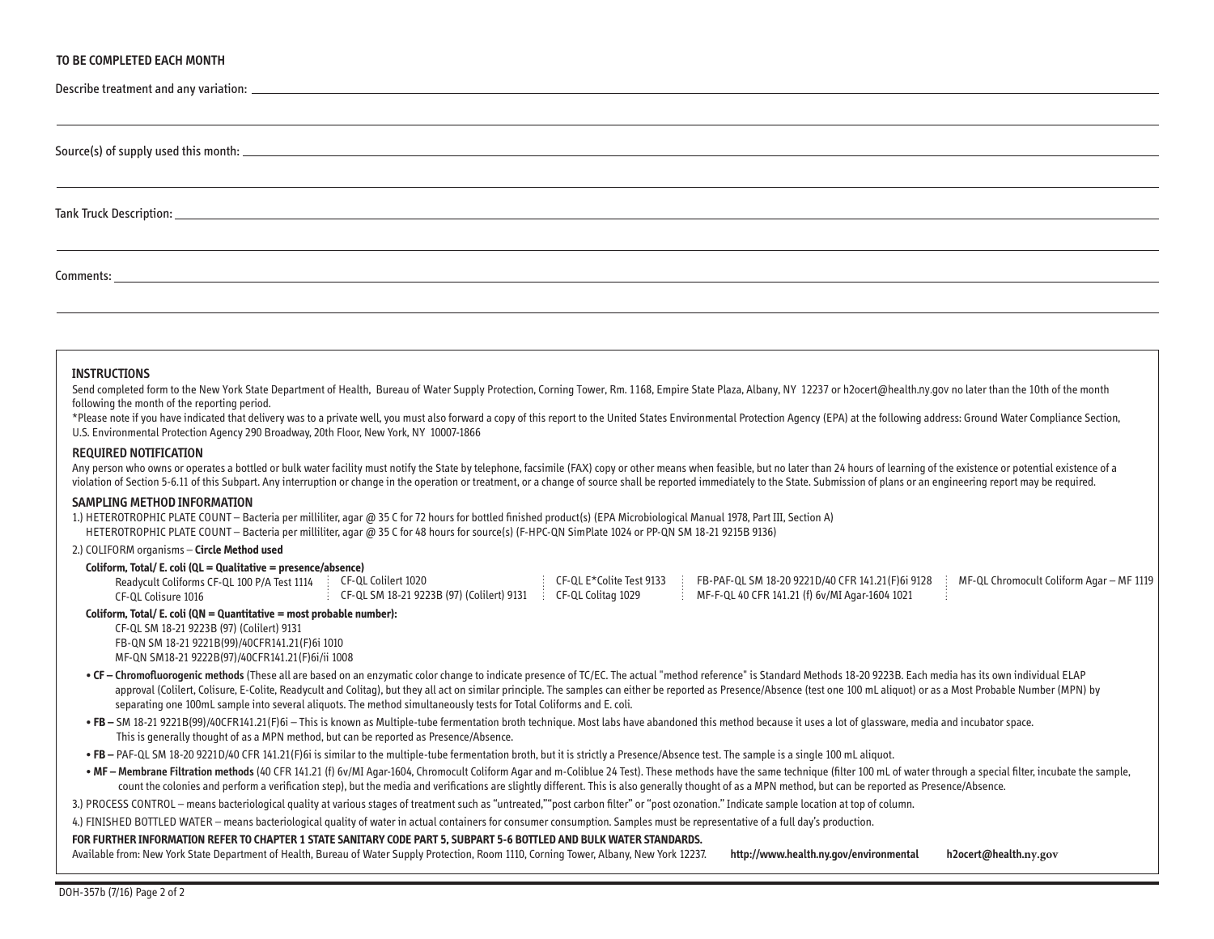**TO BE COMPLETED EACH MONTH**

Describe treatment and any variation: ______________________________________________

______________________________________________

Source(s) of supply used this month: ______________________________________________

______________________________________________

Tank Truck Description: ______________________________________________

______________________________________________

Comments: ______________________________________________

______________________________________________

## INSTRUCTIONS

Send completed form to the New York State Department of Health, Bureau of Water Supply Protection, Corning Tower, Rm. 1168, Empire State Plaza, Albany, NY 12237 or h2ocert@health.ny.gov no later than the 10th of the month following the month of the reporting period.

*Please note if you have indicated that delivery was to a private well, you must also forward a copy of this report to the United States Environmental Protection Agency (EPA) at the following address: Ground Water Compliance Section, U.S. Environmental Protection Agency 290 Broadway, 20th Floor, New York, NY 10007-1866

## REQUIRED NOTIFICATION

Any person who owns or operates a bottled or bulk water facility must notify the State by telephone, facsimile (FAX) copy or other means when feasible, but no later than 24 hours of learning of the existence or potential existence of a violation of Section 5-6.11 of this Subpart. Any interruption or change in the operation or treatment, or a change of source shall be reported immediately to the State. Submission of plans or an engineering report may be required.

## SAMPLING METHOD INFORMATION

1.) HETEROTROPHIC PLATE COUNT – Bacteria per milliliter, agar @ 35 C for 72 hours for bottled finished product(s) (EPA Microbiological Manual 1978, Part III, Section A)
HETEROTROPHIC PLATE COUNT – Bacteria per milliliter, agar @ 35 C for 48 hours for source(s) (F-HPC-QN SimPlate 1024 or PP-QN SM 18-21 9215B 9136)

2.) COLIFORM organisms – **Circle Method used**

**Coliform, Total/ E. coli (QL = Qualitative = presence/absence)**

| | | | | |
|---|---|---|---|---|
| Readycult Coliforms CF-QL 100 P/A Test 1114 | CF-QL Colilert 1020 | CF-QL E*Colite Test 9133 | FB-PAF-QL SM 18-20 9221D/40 CFR 141.21(F)6i 9128 | MF-QL Chromocult Coliform Agar – MF 1119 |
| CF-QL Colisure 1016 | CF-QL SM 18-21 9223B (97) (Colilert) 9131 | CF-QL Colitag 1029 | MF-F-QL 40 CFR 141.21 (f) 6v/MI Agar-1604 1021 | |

**Coliform, Total/ E. coli (QN = Quantitative = most probable number):**

CF-QL SM 18-21 9223B (97) (Colilert) 9131
FB-QN SM 18-21 9221B(99)/40CFR141.21(F)6i 1010
MF-QN SM18-21 9222B(97)/40CFR141.21(F)6i/ii 1008

- **CF – Chromofluorogenic methods** (These all are based on an enzymatic color change to indicate presence of TC/EC. The actual "method reference" is Standard Methods 18-20 9223B. Each media has its own individual ELAP approval (Colilert, Colisure, E-Colite, Readycult and Colitag), but they all act on similar principle. The samples can either be reported as Presence/Absence (test one 100 mL aliquot) or as a Most Probable Number (MPN) by separating one 100mL sample into several aliquots. The method simultaneously tests for Total Coliforms and E. coli.
- **FB –** SM 18-21 9221B(99)/40CFR141.21(F)6i – This is known as Multiple-tube fermentation broth technique. Most labs have abandoned this method because it uses a lot of glassware, media and incubator space. This is generally thought of as a MPN method, but can be reported as Presence/Absence.
- **FB –** PAF-QL SM 18-20 9221D/40 CFR 141.21(F)6i is similar to the multiple-tube fermentation broth, but it is strictly a Presence/Absence test. The sample is a single 100 mL aliquot.
- **MF – Membrane Filtration methods** (40 CFR 141.21 (f) 6v/MI Agar-1604, Chromocult Coliform Agar and m-Coliblue 24 Test). These methods have the same technique (filter 100 mL of water through a special filter, incubate the sample, count the colonies and perform a verification step), but the media and verifications are slightly different. This is also generally thought of as a MPN method, but can be reported as Presence/Absence.

3.) PROCESS CONTROL – means bacteriological quality at various stages of treatment such as "untreated,""post carbon filter" or "post ozonation." Indicate sample location at top of column.

4.) FINISHED BOTTLED WATER – means bacteriological quality of water in actual containers for consumer consumption. Samples must be representative of a full day's production.

**FOR FURTHER INFORMATION REFER TO CHAPTER 1 STATE SANITARY CODE PART 5, SUBPART 5-6 BOTTLED AND BULK WATER STANDARDS.**

Available from: New York State Department of Health, Bureau of Water Supply Protection, Room 1110, Corning Tower, Albany, New York 12237. **http://www.health.ny.gov/environmental** **h2ocert@health.ny.gov**

DOH-357b (7/16)